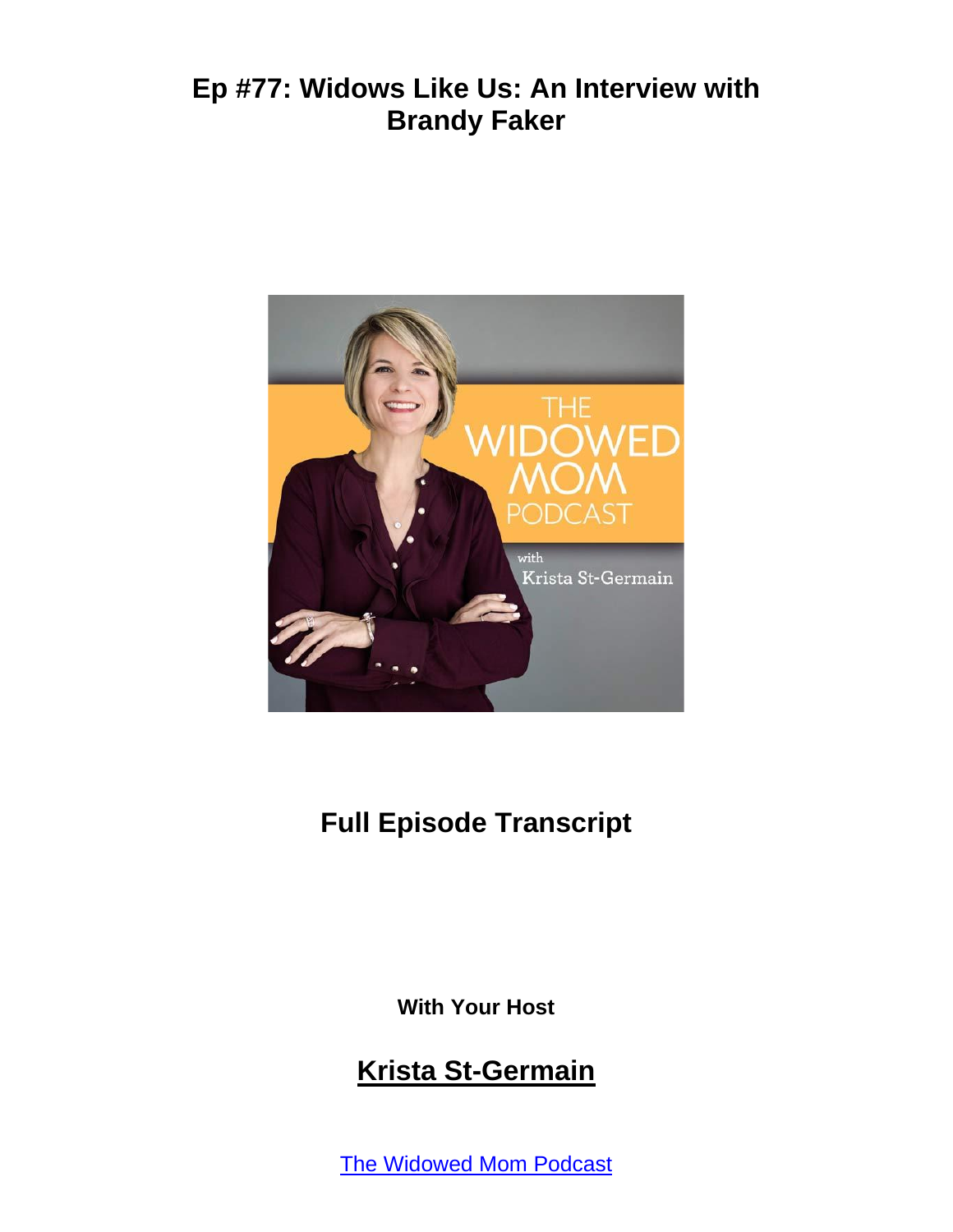# Ep #77: Widows Like Us: An Interview with Brandy Faker

## Full Episode Transcript

**With Your Host**

## Krista St-Germain

The Widowed Mom Podcast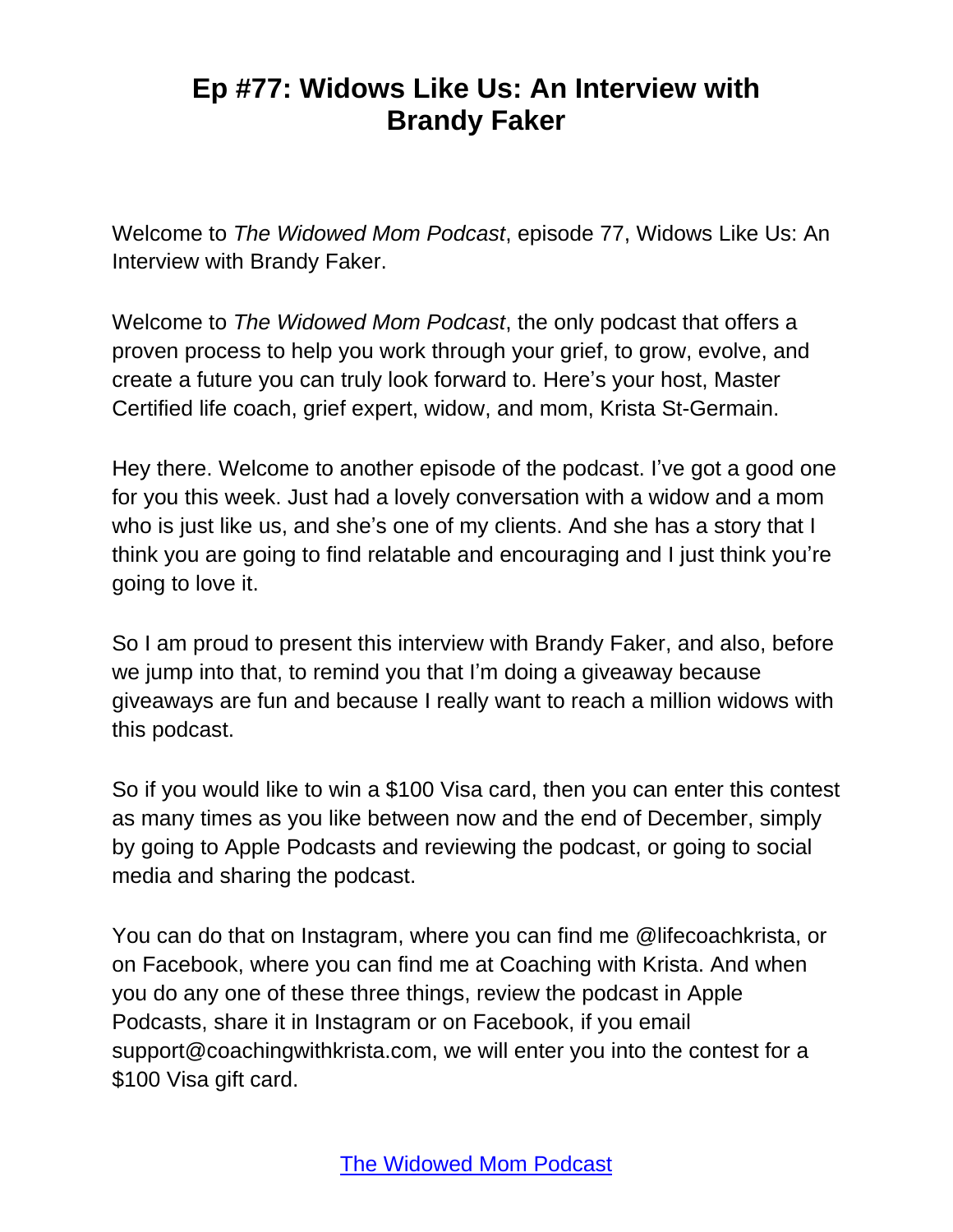# Ep #77: Widows Like Us: An Interview with Brandy Faker

Welcome to *The Widowed Mom Podcast*, episode 77, Widows Like Us: An Interview with Brandy Faker.

Welcome to *The Widowed Mom Podcast*, the only podcast that offers a proven process to help you work through your grief, to grow, evolve, and create a future you can truly look forward to. Here's your host, Master Certified life coach, grief expert, widow, and mom, Krista St-Germain.

Hey there. Welcome to another episode of the podcast. I've got a good one for you this week. Just had a lovely conversation with a widow and a mom who is just like us, and she's one of my clients. And she has a story that I think you are going to find relatable and encouraging and I just think you're going to love it.

So I am proud to present this interview with Brandy Faker, and also, before we jump into that, to remind you that I'm doing a giveaway because giveaways are fun and because I really want to reach a million widows with this podcast.

So if you would like to win a $100 Visa card, then you can enter this contest as many times as you like between now and the end of December, simply by going to Apple Podcasts and reviewing the podcast, or going to social media and sharing the podcast.

You can do that on Instagram, where you can find me @lifecoachkrista, or on Facebook, where you can find me at Coaching with Krista. And when you do any one of these three things, review the podcast in Apple Podcasts, share it in Instagram or on Facebook, if you email support@coachingwithkrista.com, we will enter you into the contest for a $100 Visa gift card.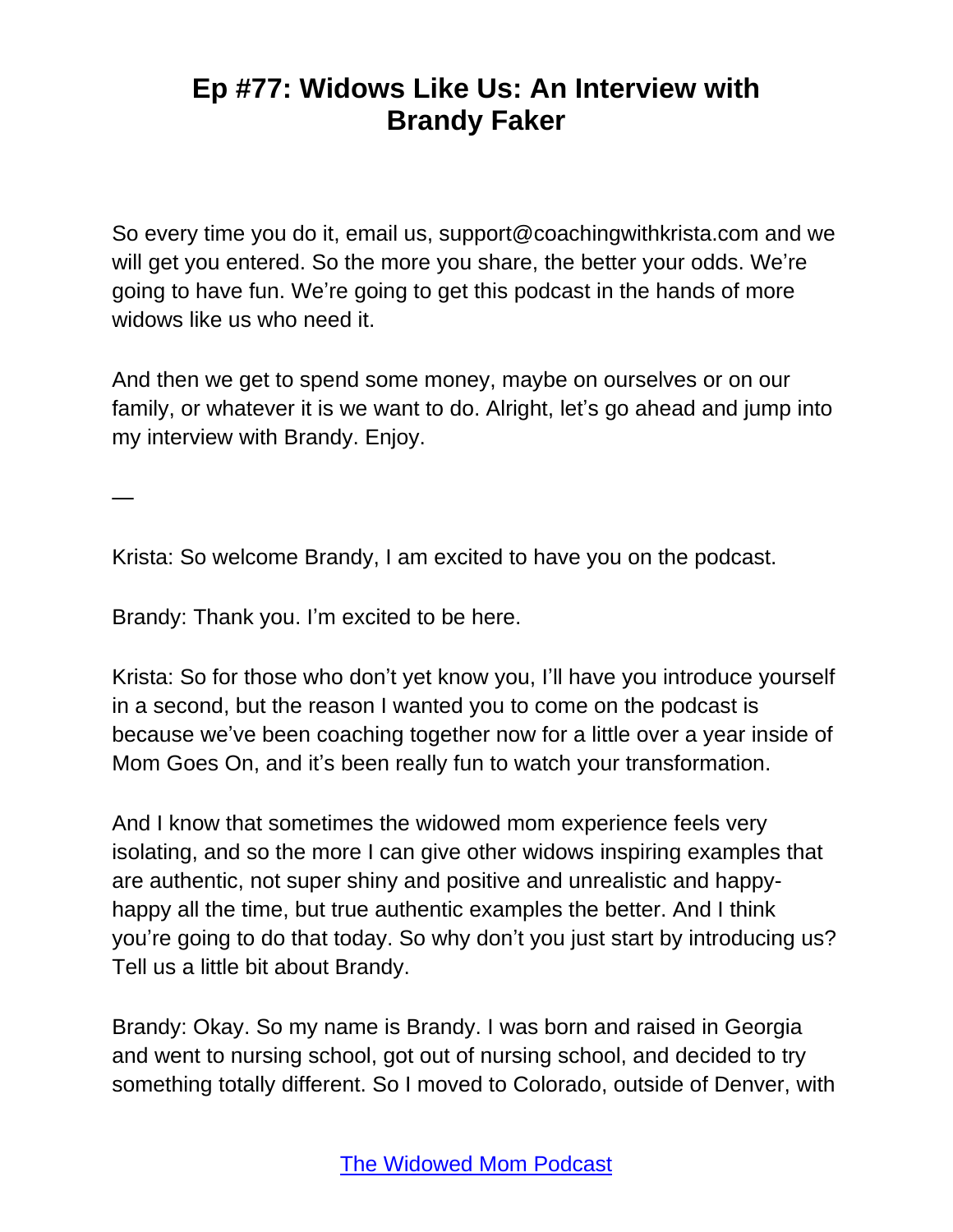So every time you do it, email us, support@coachingwithkrista.com and we will get you entered. So the more you share, the better your odds. We're going to have fun. We're going to get this podcast in the hands of more widows like us who need it.

And then we get to spend some money, maybe on ourselves or on our family, or whatever it is we want to do. Alright, let's go ahead and jump into my interview with Brandy. Enjoy.

—

Krista: So welcome Brandy, I am excited to have you on the podcast.

Brandy: Thank you. I'm excited to be here.

Krista: So for those who don't yet know you, I'll have you introduce yourself in a second, but the reason I wanted you to come on the podcast is because we've been coaching together now for a little over a year inside of Mom Goes On, and it's been really fun to watch your transformation.

And I know that sometimes the widowed mom experience feels very isolating, and so the more I can give other widows inspiring examples that are authentic, not super shiny and positive and unrealistic and happy-happy all the time, but true authentic examples the better. And I think you're going to do that today. So why don't you just start by introducing us? Tell us a little bit about Brandy.

Brandy: Okay. So my name is Brandy. I was born and raised in Georgia and went to nursing school, got out of nursing school, and decided to try something totally different. So I moved to Colorado, outside of Denver, with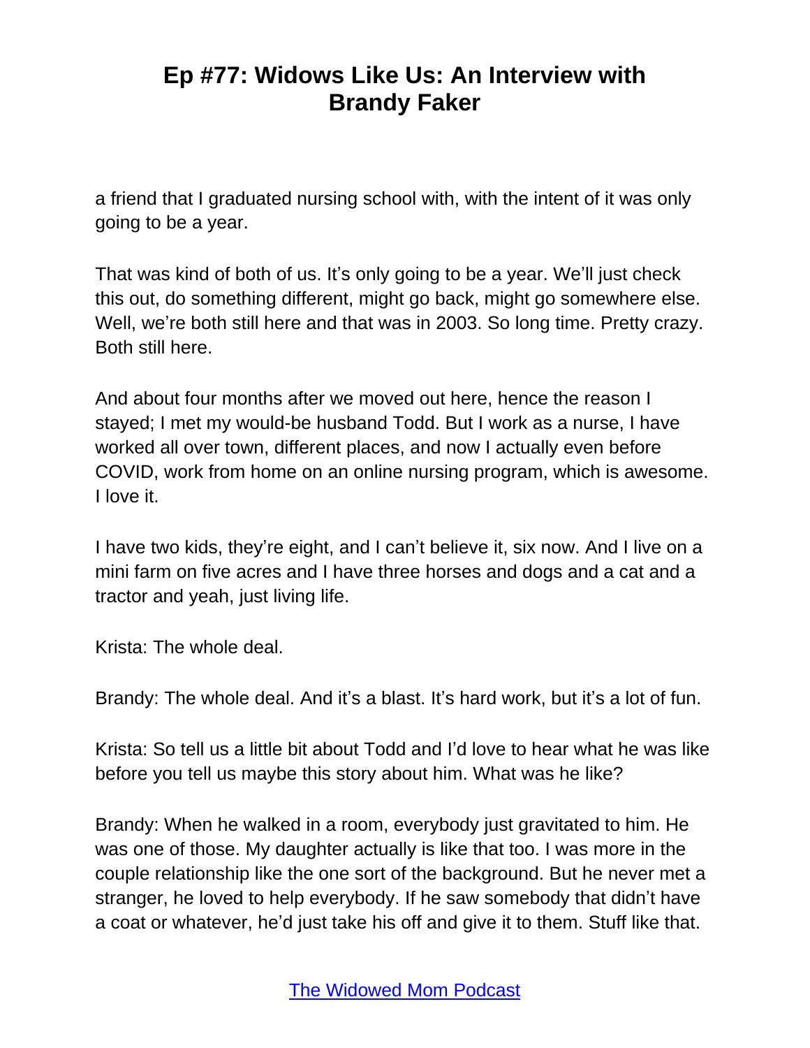a friend that I graduated nursing school with, with the intent of it was only going to be a year.

That was kind of both of us. It's only going to be a year. We'll just check this out, do something different, might go back, might go somewhere else. Well, we're both still here and that was in 2003. So long time. Pretty crazy. Both still here.

And about four months after we moved out here, hence the reason I stayed; I met my would-be husband Todd. But I work as a nurse, I have worked all over town, different places, and now I actually even before COVID, work from home on an online nursing program, which is awesome. I love it.

I have two kids, they're eight, and I can't believe it, six now. And I live on a mini farm on five acres and I have three horses and dogs and a cat and a tractor and yeah, just living life.

Krista: The whole deal.

Brandy: The whole deal. And it's a blast. It's hard work, but it's a lot of fun.

Krista: So tell us a little bit about Todd and I'd love to hear what he was like before you tell us maybe this story about him. What was he like?

Brandy: When he walked in a room, everybody just gravitated to him. He was one of those. My daughter actually is like that too. I was more in the couple relationship like the one sort of the background. But he never met a stranger, he loved to help everybody. If he saw somebody that didn't have a coat or whatever, he'd just take his off and give it to them. Stuff like that.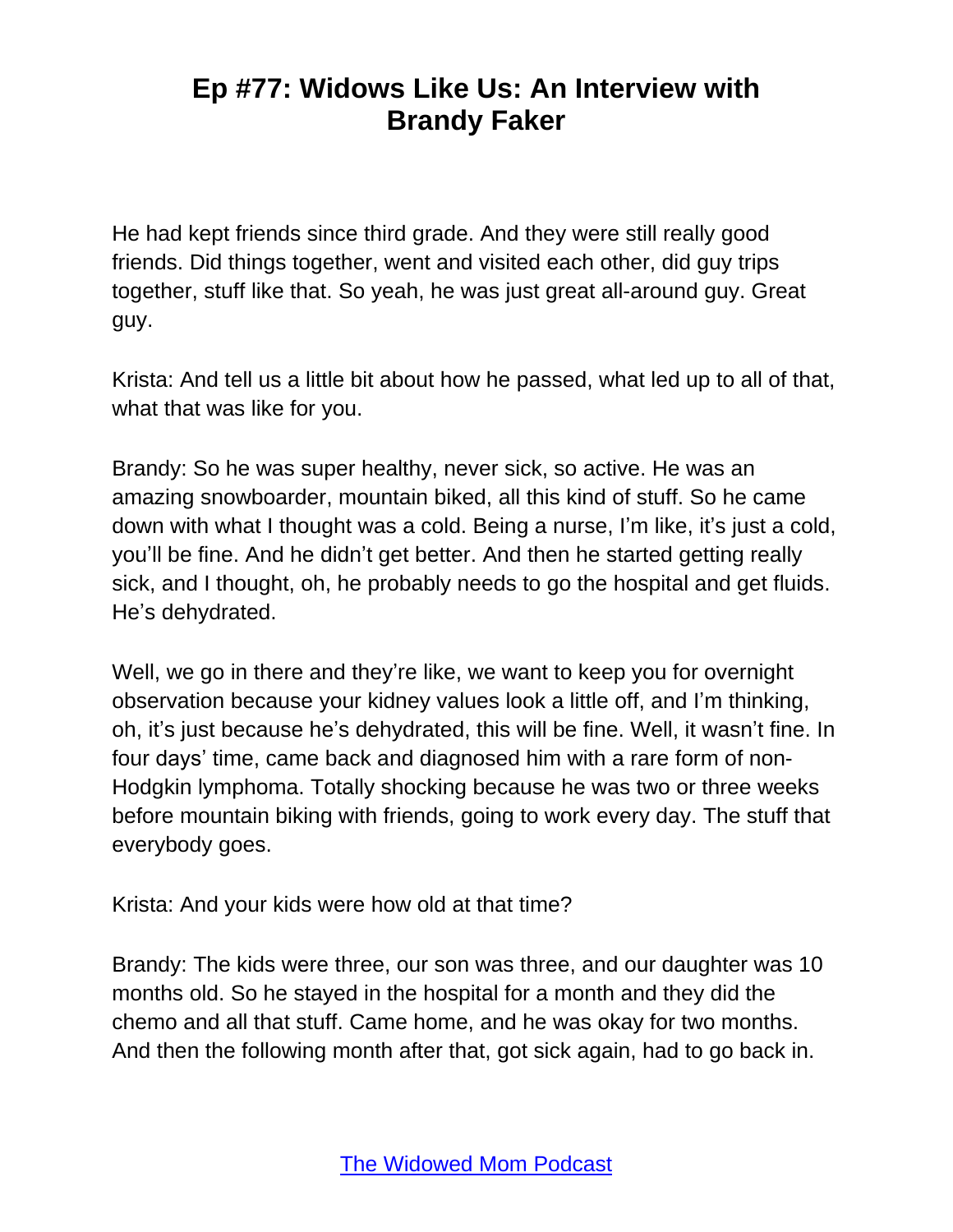He had kept friends since third grade. And they were still really good friends. Did things together, went and visited each other, did guy trips together, stuff like that. So yeah, he was just great all-around guy. Great guy.

Krista: And tell us a little bit about how he passed, what led up to all of that, what that was like for you.

Brandy: So he was super healthy, never sick, so active. He was an amazing snowboarder, mountain biked, all this kind of stuff. So he came down with what I thought was a cold. Being a nurse, I'm like, it's just a cold, you'll be fine. And he didn't get better. And then he started getting really sick, and I thought, oh, he probably needs to go the hospital and get fluids. He's dehydrated.

Well, we go in there and they're like, we want to keep you for overnight observation because your kidney values look a little off, and I'm thinking, oh, it's just because he's dehydrated, this will be fine. Well, it wasn't fine. In four days' time, came back and diagnosed him with a rare form of non-Hodgkin lymphoma. Totally shocking because he was two or three weeks before mountain biking with friends, going to work every day. The stuff that everybody goes.

Krista: And your kids were how old at that time?

Brandy: The kids were three, our son was three, and our daughter was 10 months old. So he stayed in the hospital for a month and they did the chemo and all that stuff. Came home, and he was okay for two months. And then the following month after that, got sick again, had to go back in.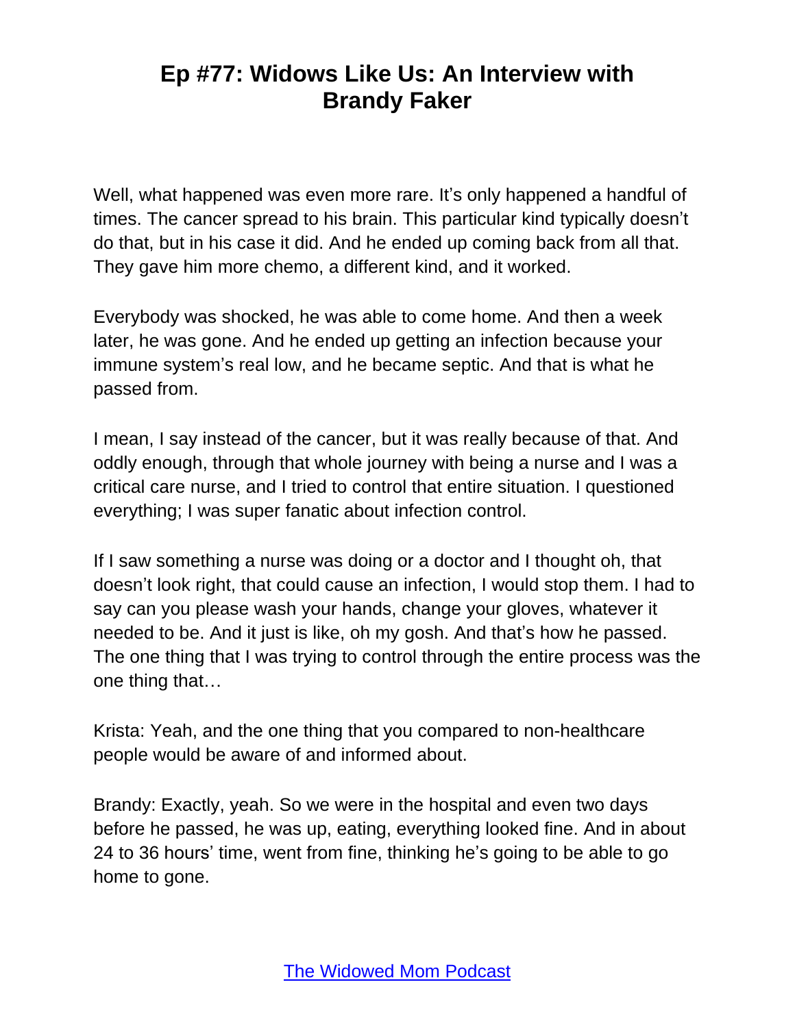Well, what happened was even more rare. It's only happened a handful of times. The cancer spread to his brain. This particular kind typically doesn't do that, but in his case it did. And he ended up coming back from all that. They gave him more chemo, a different kind, and it worked.

Everybody was shocked, he was able to come home. And then a week later, he was gone. And he ended up getting an infection because your immune system's real low, and he became septic. And that is what he passed from.

I mean, I say instead of the cancer, but it was really because of that. And oddly enough, through that whole journey with being a nurse and I was a critical care nurse, and I tried to control that entire situation. I questioned everything; I was super fanatic about infection control.

If I saw something a nurse was doing or a doctor and I thought oh, that doesn't look right, that could cause an infection, I would stop them. I had to say can you please wash your hands, change your gloves, whatever it needed to be. And it just is like, oh my gosh. And that's how he passed. The one thing that I was trying to control through the entire process was the one thing that…

Krista: Yeah, and the one thing that you compared to non-healthcare people would be aware of and informed about.

Brandy: Exactly, yeah. So we were in the hospital and even two days before he passed, he was up, eating, everything looked fine. And in about 24 to 36 hours' time, went from fine, thinking he's going to be able to go home to gone.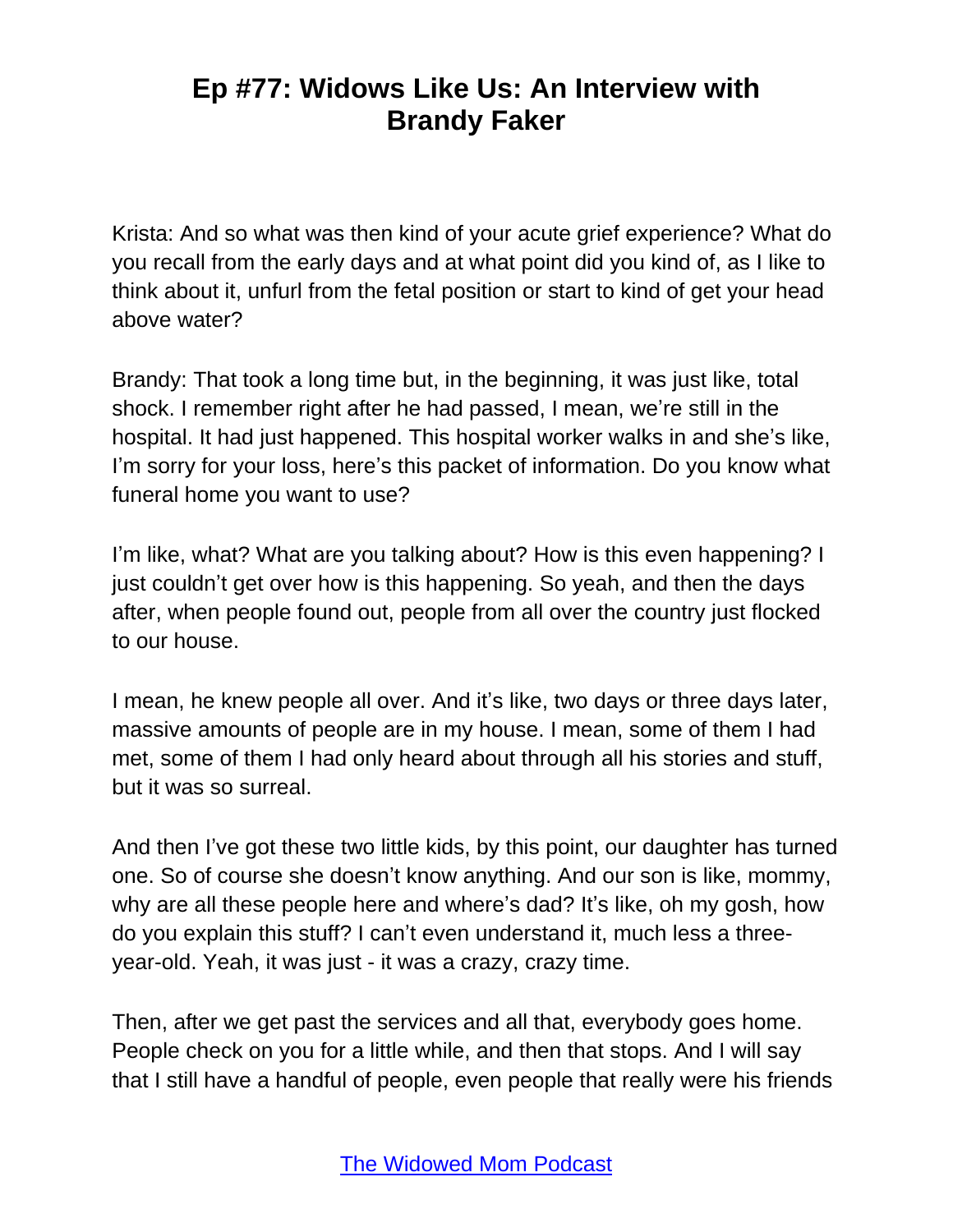# Ep #77: Widows Like Us: An Interview with Brandy Faker

Krista: And so what was then kind of your acute grief experience? What do you recall from the early days and at what point did you kind of, as I like to think about it, unfurl from the fetal position or start to kind of get your head above water?

Brandy: That took a long time but, in the beginning, it was just like, total shock. I remember right after he had passed, I mean, we're still in the hospital. It had just happened. This hospital worker walks in and she's like, I'm sorry for your loss, here's this packet of information. Do you know what funeral home you want to use?

I'm like, what? What are you talking about? How is this even happening? I just couldn't get over how is this happening. So yeah, and then the days after, when people found out, people from all over the country just flocked to our house.

I mean, he knew people all over. And it's like, two days or three days later, massive amounts of people are in my house. I mean, some of them I had met, some of them I had only heard about through all his stories and stuff, but it was so surreal.

And then I've got these two little kids, by this point, our daughter has turned one. So of course she doesn't know anything. And our son is like, mommy, why are all these people here and where's dad? It's like, oh my gosh, how do you explain this stuff? I can't even understand it, much less a three-year-old. Yeah, it was just - it was a crazy, crazy time.

Then, after we get past the services and all that, everybody goes home. People check on you for a little while, and then that stops. And I will say that I still have a handful of people, even people that really were his friends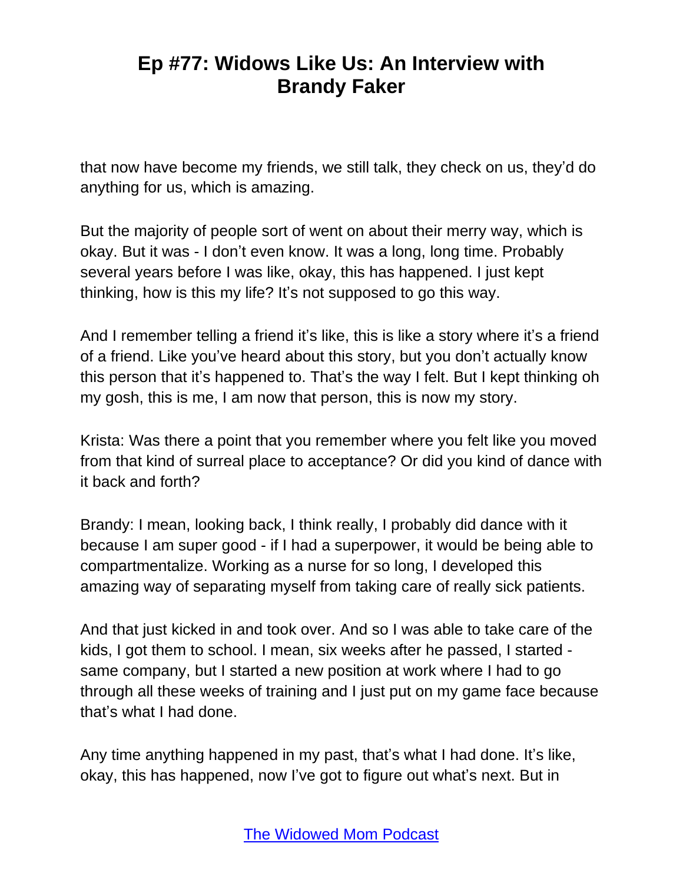that now have become my friends, we still talk, they check on us, they'd do anything for us, which is amazing.

But the majority of people sort of went on about their merry way, which is okay. But it was - I don't even know. It was a long, long time. Probably several years before I was like, okay, this has happened. I just kept thinking, how is this my life? It's not supposed to go this way.

And I remember telling a friend it's like, this is like a story where it's a friend of a friend. Like you've heard about this story, but you don't actually know this person that it's happened to. That's the way I felt. But I kept thinking oh my gosh, this is me, I am now that person, this is now my story.

Krista: Was there a point that you remember where you felt like you moved from that kind of surreal place to acceptance? Or did you kind of dance with it back and forth?

Brandy: I mean, looking back, I think really, I probably did dance with it because I am super good - if I had a superpower, it would be being able to compartmentalize. Working as a nurse for so long, I developed this amazing way of separating myself from taking care of really sick patients.

And that just kicked in and took over. And so I was able to take care of the kids, I got them to school. I mean, six weeks after he passed, I started - same company, but I started a new position at work where I had to go through all these weeks of training and I just put on my game face because that's what I had done.

Any time anything happened in my past, that's what I had done. It's like, okay, this has happened, now I've got to figure out what's next. But in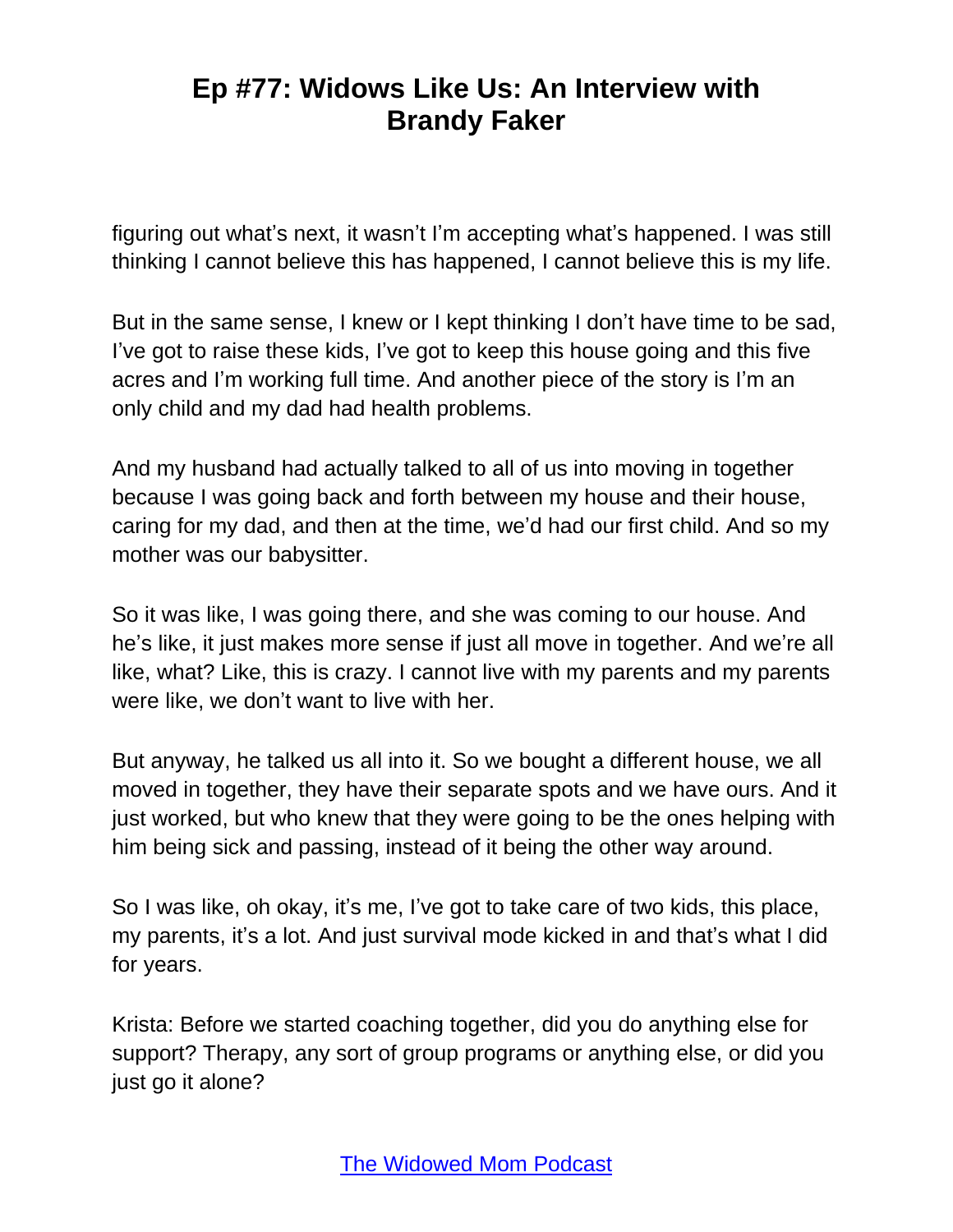figuring out what's next, it wasn't I'm accepting what's happened. I was still thinking I cannot believe this has happened, I cannot believe this is my life.

But in the same sense, I knew or I kept thinking I don't have time to be sad, I've got to raise these kids, I've got to keep this house going and this five acres and I'm working full time. And another piece of the story is I'm an only child and my dad had health problems.

And my husband had actually talked to all of us into moving in together because I was going back and forth between my house and their house, caring for my dad, and then at the time, we'd had our first child. And so my mother was our babysitter.

So it was like, I was going there, and she was coming to our house. And he's like, it just makes more sense if just all move in together. And we're all like, what? Like, this is crazy. I cannot live with my parents and my parents were like, we don't want to live with her.

But anyway, he talked us all into it. So we bought a different house, we all moved in together, they have their separate spots and we have ours. And it just worked, but who knew that they were going to be the ones helping with him being sick and passing, instead of it being the other way around.

So I was like, oh okay, it's me, I've got to take care of two kids, this place, my parents, it's a lot. And just survival mode kicked in and that's what I did for years.

Krista: Before we started coaching together, did you do anything else for support? Therapy, any sort of group programs or anything else, or did you just go it alone?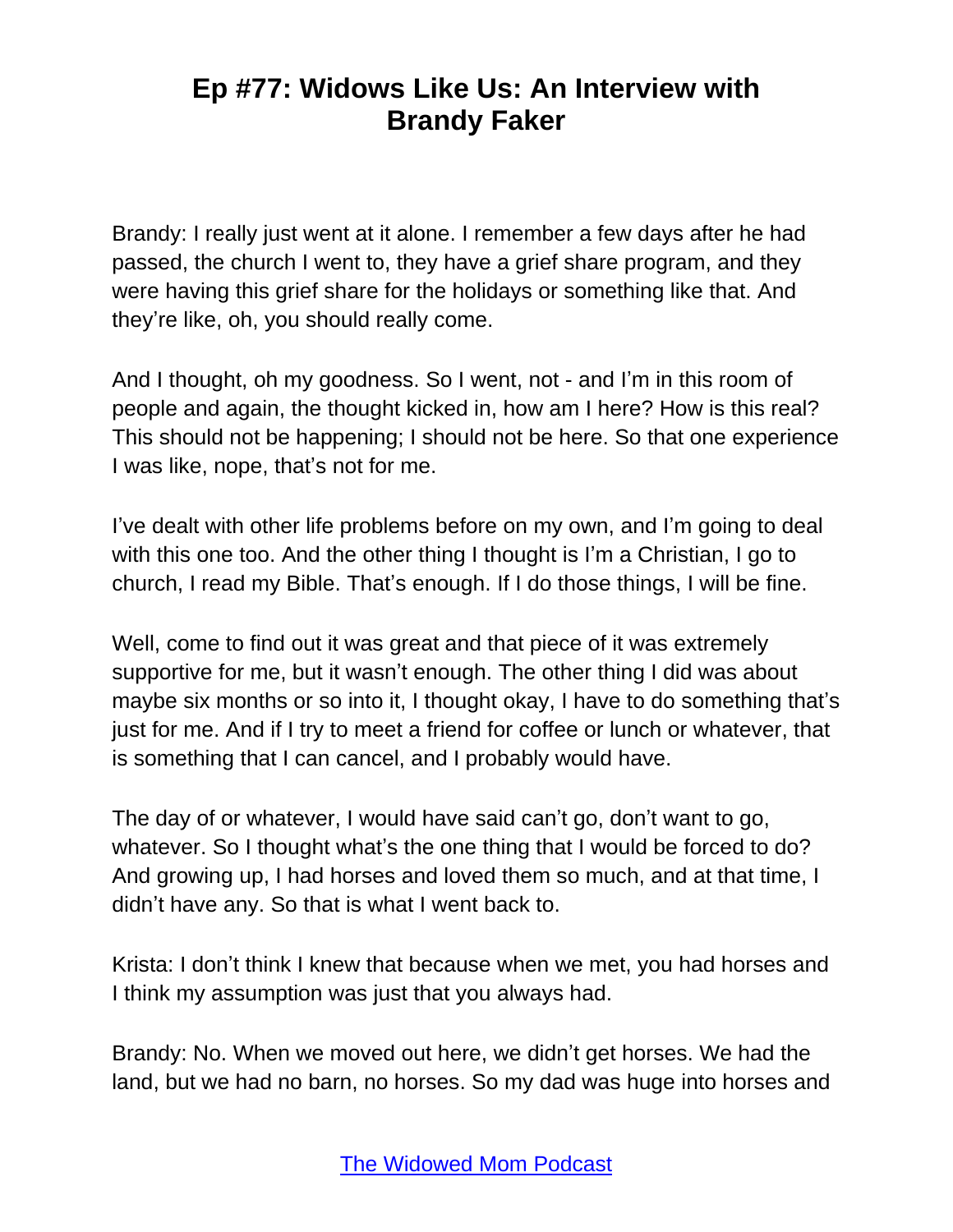Brandy: I really just went at it alone. I remember a few days after he had passed, the church I went to, they have a grief share program, and they were having this grief share for the holidays or something like that. And they're like, oh, you should really come.

And I thought, oh my goodness. So I went, not - and I'm in this room of people and again, the thought kicked in, how am I here? How is this real? This should not be happening; I should not be here. So that one experience I was like, nope, that's not for me.

I've dealt with other life problems before on my own, and I'm going to deal with this one too. And the other thing I thought is I'm a Christian, I go to church, I read my Bible. That's enough. If I do those things, I will be fine.

Well, come to find out it was great and that piece of it was extremely supportive for me, but it wasn't enough. The other thing I did was about maybe six months or so into it, I thought okay, I have to do something that's just for me. And if I try to meet a friend for coffee or lunch or whatever, that is something that I can cancel, and I probably would have.

The day of or whatever, I would have said can't go, don't want to go, whatever. So I thought what's the one thing that I would be forced to do? And growing up, I had horses and loved them so much, and at that time, I didn't have any. So that is what I went back to.

Krista: I don't think I knew that because when we met, you had horses and I think my assumption was just that you always had.

Brandy: No. When we moved out here, we didn't get horses. We had the land, but we had no barn, no horses. So my dad was huge into horses and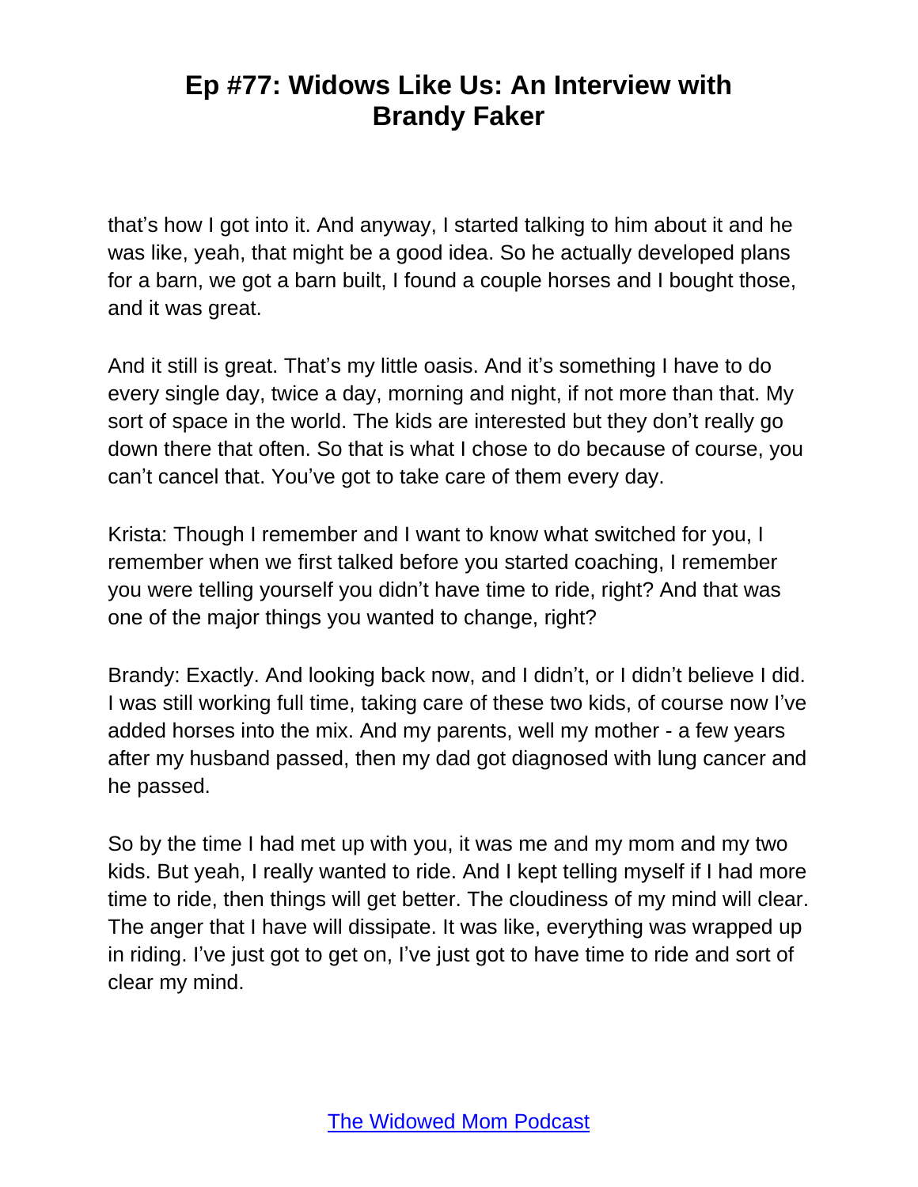that's how I got into it. And anyway, I started talking to him about it and he was like, yeah, that might be a good idea. So he actually developed plans for a barn, we got a barn built, I found a couple horses and I bought those, and it was great.

And it still is great. That's my little oasis. And it's something I have to do every single day, twice a day, morning and night, if not more than that. My sort of space in the world. The kids are interested but they don't really go down there that often. So that is what I chose to do because of course, you can't cancel that. You've got to take care of them every day.

Krista: Though I remember and I want to know what switched for you, I remember when we first talked before you started coaching, I remember you were telling yourself you didn't have time to ride, right? And that was one of the major things you wanted to change, right?

Brandy: Exactly. And looking back now, and I didn't, or I didn't believe I did. I was still working full time, taking care of these two kids, of course now I've added horses into the mix. And my parents, well my mother - a few years after my husband passed, then my dad got diagnosed with lung cancer and he passed.

So by the time I had met up with you, it was me and my mom and my two kids. But yeah, I really wanted to ride. And I kept telling myself if I had more time to ride, then things will get better. The cloudiness of my mind will clear. The anger that I have will dissipate. It was like, everything was wrapped up in riding. I've just got to get on, I've just got to have time to ride and sort of clear my mind.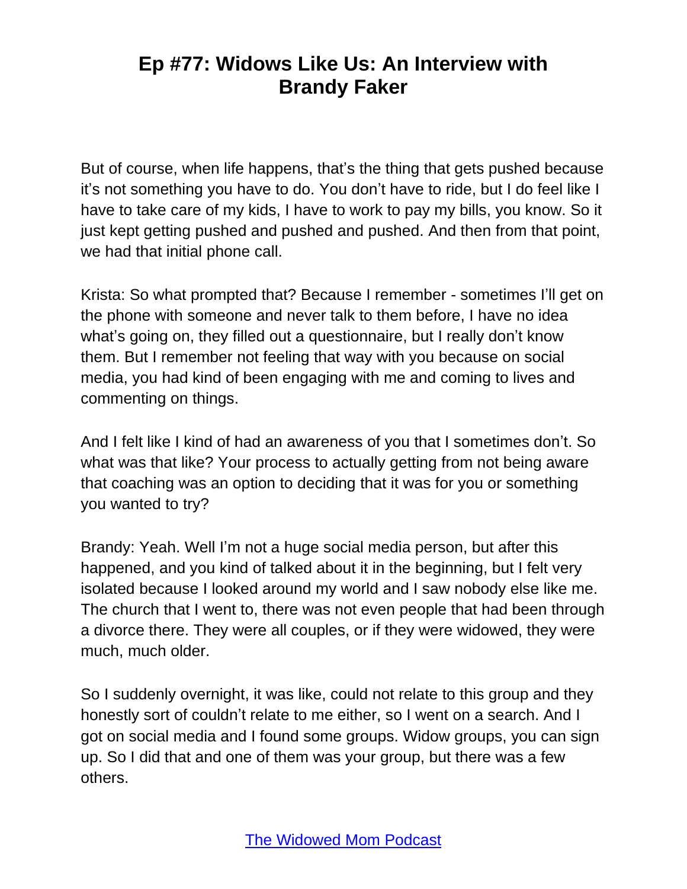But of course, when life happens, that's the thing that gets pushed because it's not something you have to do. You don't have to ride, but I do feel like I have to take care of my kids, I have to work to pay my bills, you know. So it just kept getting pushed and pushed and pushed. And then from that point, we had that initial phone call.

Krista: So what prompted that? Because I remember - sometimes I'll get on the phone with someone and never talk to them before, I have no idea what's going on, they filled out a questionnaire, but I really don't know them. But I remember not feeling that way with you because on social media, you had kind of been engaging with me and coming to lives and commenting on things.

And I felt like I kind of had an awareness of you that I sometimes don't. So what was that like? Your process to actually getting from not being aware that coaching was an option to deciding that it was for you or something you wanted to try?

Brandy: Yeah. Well I'm not a huge social media person, but after this happened, and you kind of talked about it in the beginning, but I felt very isolated because I looked around my world and I saw nobody else like me. The church that I went to, there was not even people that had been through a divorce there. They were all couples, or if they were widowed, they were much, much older.

So I suddenly overnight, it was like, could not relate to this group and they honestly sort of couldn't relate to me either, so I went on a search. And I got on social media and I found some groups. Widow groups, you can sign up. So I did that and one of them was your group, but there was a few others.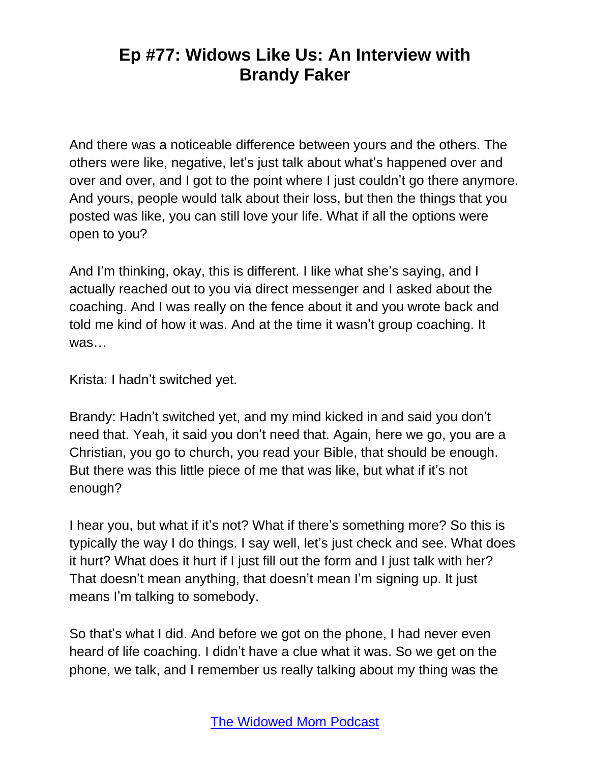And there was a noticeable difference between yours and the others. The others were like, negative, let's just talk about what's happened over and over and over, and I got to the point where I just couldn't go there anymore. And yours, people would talk about their loss, but then the things that you posted was like, you can still love your life. What if all the options were open to you?

And I'm thinking, okay, this is different. I like what she's saying, and I actually reached out to you via direct messenger and I asked about the coaching. And I was really on the fence about it and you wrote back and told me kind of how it was. And at the time it wasn't group coaching. It was…

Krista: I hadn't switched yet.

Brandy: Hadn't switched yet, and my mind kicked in and said you don't need that. Yeah, it said you don't need that. Again, here we go, you are a Christian, you go to church, you read your Bible, that should be enough. But there was this little piece of me that was like, but what if it's not enough?

I hear you, but what if it's not? What if there's something more? So this is typically the way I do things. I say well, let's just check and see. What does it hurt? What does it hurt if I just fill out the form and I just talk with her? That doesn't mean anything, that doesn't mean I'm signing up. It just means I'm talking to somebody.

So that's what I did. And before we got on the phone, I had never even heard of life coaching. I didn't have a clue what it was. So we get on the phone, we talk, and I remember us really talking about my thing was the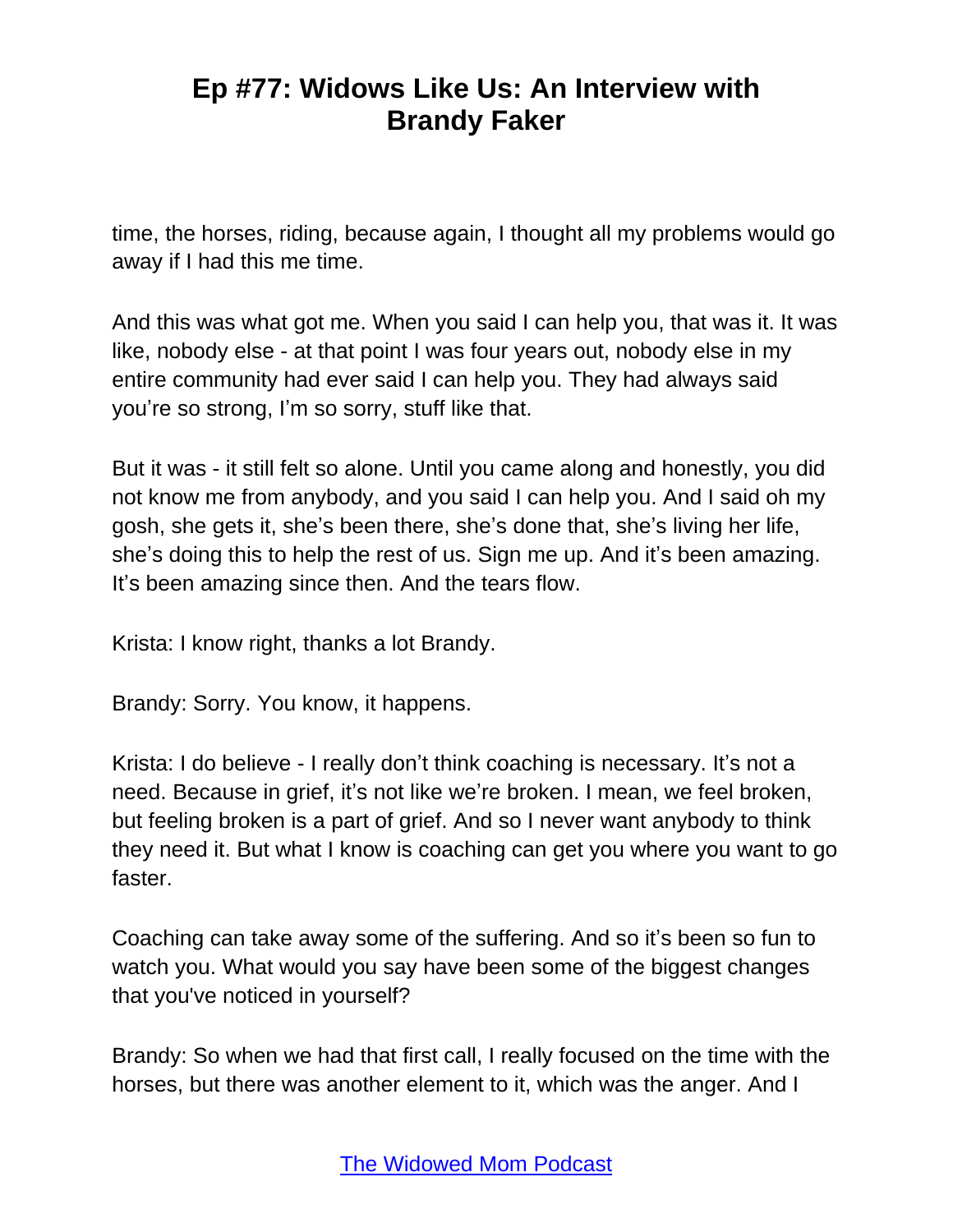time, the horses, riding, because again, I thought all my problems would go away if I had this me time.

And this was what got me. When you said I can help you, that was it. It was like, nobody else - at that point I was four years out, nobody else in my entire community had ever said I can help you. They had always said you're so strong, I'm so sorry, stuff like that.

But it was - it still felt so alone. Until you came along and honestly, you did not know me from anybody, and you said I can help you. And I said oh my gosh, she gets it, she's been there, she's done that, she's living her life, she's doing this to help the rest of us. Sign me up. And it's been amazing. It's been amazing since then. And the tears flow.

Krista: I know right, thanks a lot Brandy.

Brandy: Sorry. You know, it happens.

Krista: I do believe - I really don't think coaching is necessary. It's not a need. Because in grief, it's not like we're broken. I mean, we feel broken, but feeling broken is a part of grief. And so I never want anybody to think they need it. But what I know is coaching can get you where you want to go faster.

Coaching can take away some of the suffering. And so it's been so fun to watch you. What would you say have been some of the biggest changes that you've noticed in yourself?

Brandy: So when we had that first call, I really focused on the time with the horses, but there was another element to it, which was the anger. And I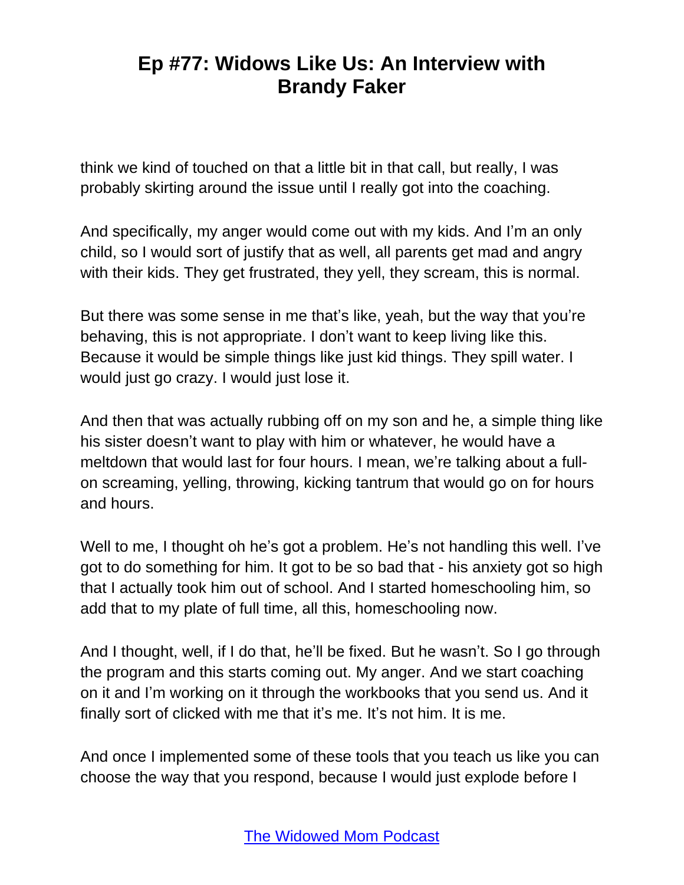think we kind of touched on that a little bit in that call, but really, I was probably skirting around the issue until I really got into the coaching.

And specifically, my anger would come out with my kids. And I'm an only child, so I would sort of justify that as well, all parents get mad and angry with their kids. They get frustrated, they yell, they scream, this is normal.

But there was some sense in me that's like, yeah, but the way that you're behaving, this is not appropriate. I don't want to keep living like this. Because it would be simple things like just kid things. They spill water. I would just go crazy. I would just lose it.

And then that was actually rubbing off on my son and he, a simple thing like his sister doesn't want to play with him or whatever, he would have a meltdown that would last for four hours. I mean, we're talking about a full-on screaming, yelling, throwing, kicking tantrum that would go on for hours and hours.

Well to me, I thought oh he's got a problem. He's not handling this well. I've got to do something for him. It got to be so bad that - his anxiety got so high that I actually took him out of school. And I started homeschooling him, so add that to my plate of full time, all this, homeschooling now.

And I thought, well, if I do that, he'll be fixed. But he wasn't. So I go through the program and this starts coming out. My anger. And we start coaching on it and I'm working on it through the workbooks that you send us. And it finally sort of clicked with me that it's me. It's not him. It is me.

And once I implemented some of these tools that you teach us like you can choose the way that you respond, because I would just explode before I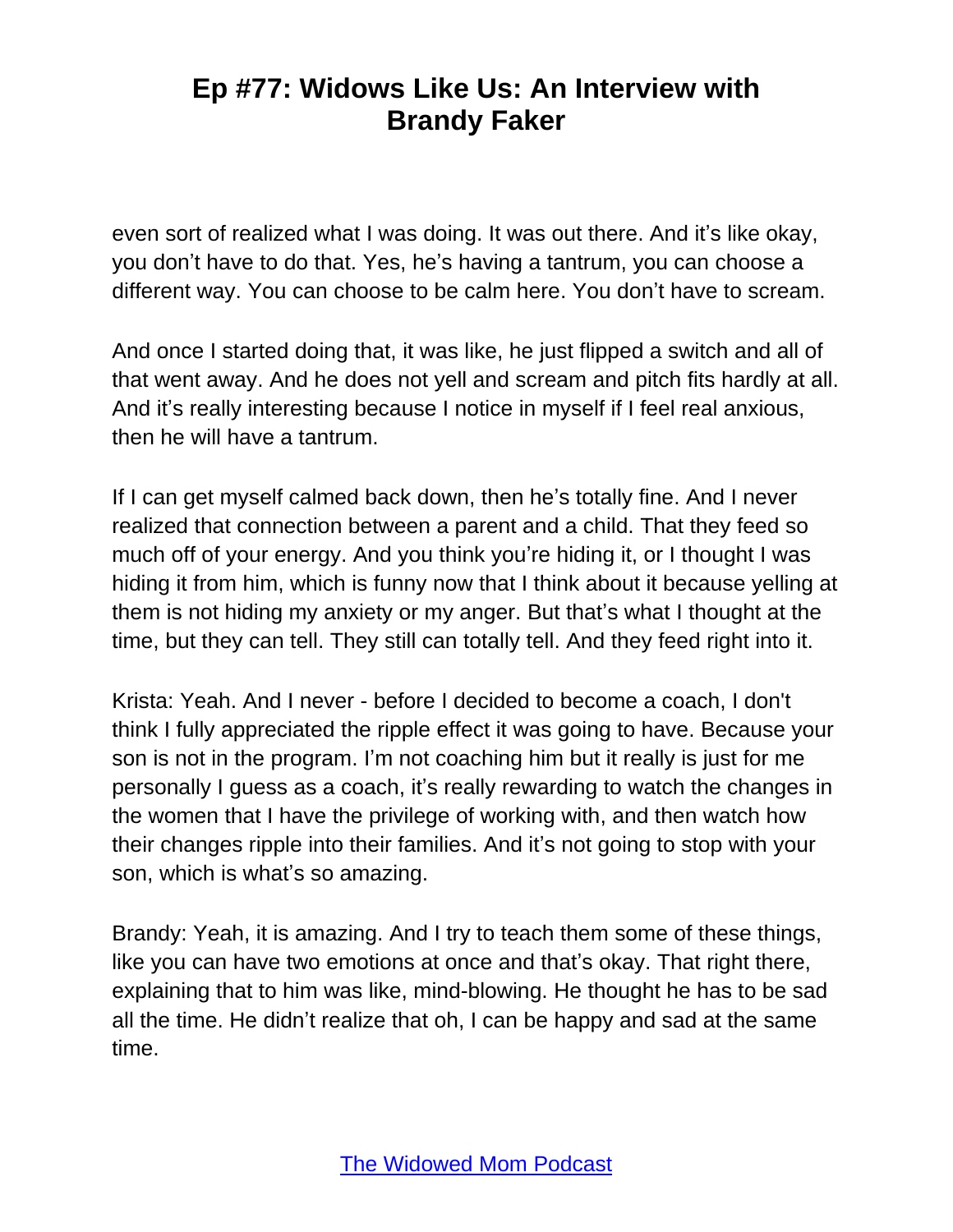even sort of realized what I was doing. It was out there. And it's like okay, you don't have to do that. Yes, he's having a tantrum, you can choose a different way. You can choose to be calm here. You don't have to scream.

And once I started doing that, it was like, he just flipped a switch and all of that went away. And he does not yell and scream and pitch fits hardly at all. And it's really interesting because I notice in myself if I feel real anxious, then he will have a tantrum.

If I can get myself calmed back down, then he's totally fine. And I never realized that connection between a parent and a child. That they feed so much off of your energy. And you think you're hiding it, or I thought I was hiding it from him, which is funny now that I think about it because yelling at them is not hiding my anxiety or my anger. But that's what I thought at the time, but they can tell. They still can totally tell. And they feed right into it.

Krista: Yeah. And I never - before I decided to become a coach, I don't think I fully appreciated the ripple effect it was going to have. Because your son is not in the program. I'm not coaching him but it really is just for me personally I guess as a coach, it's really rewarding to watch the changes in the women that I have the privilege of working with, and then watch how their changes ripple into their families. And it's not going to stop with your son, which is what's so amazing.

Brandy: Yeah, it is amazing. And I try to teach them some of these things, like you can have two emotions at once and that's okay. That right there, explaining that to him was like, mind-blowing. He thought he has to be sad all the time. He didn't realize that oh, I can be happy and sad at the same time.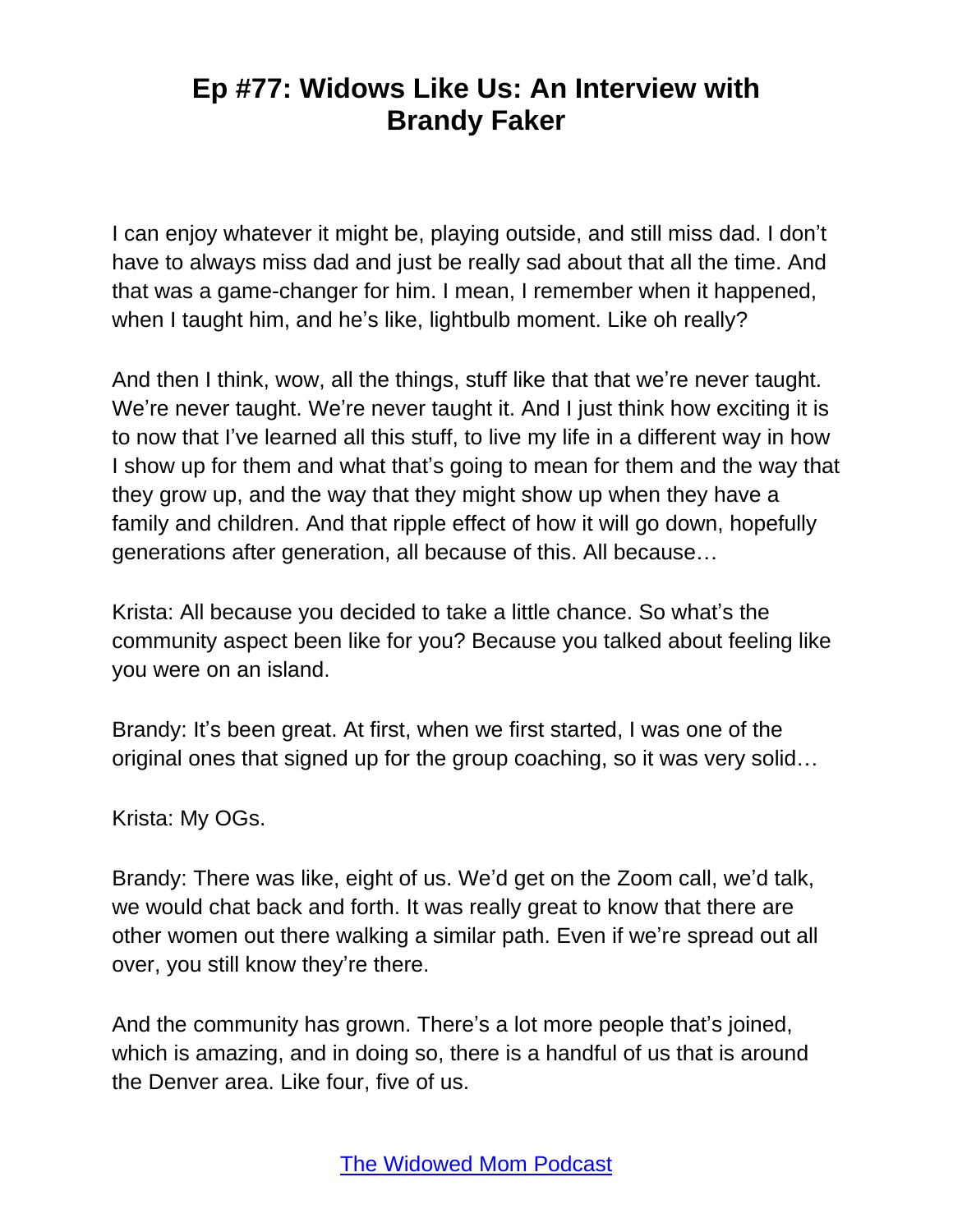I can enjoy whatever it might be, playing outside, and still miss dad. I don't have to always miss dad and just be really sad about that all the time. And that was a game-changer for him. I mean, I remember when it happened, when I taught him, and he's like, lightbulb moment. Like oh really?

And then I think, wow, all the things, stuff like that that we're never taught. We're never taught. We're never taught it. And I just think how exciting it is to now that I've learned all this stuff, to live my life in a different way in how I show up for them and what that's going to mean for them and the way that they grow up, and the way that they might show up when they have a family and children. And that ripple effect of how it will go down, hopefully generations after generation, all because of this. All because…

Krista: All because you decided to take a little chance. So what's the community aspect been like for you? Because you talked about feeling like you were on an island.

Brandy: It's been great. At first, when we first started, I was one of the original ones that signed up for the group coaching, so it was very solid…

Krista: My OGs.

Brandy: There was like, eight of us. We'd get on the Zoom call, we'd talk, we would chat back and forth. It was really great to know that there are other women out there walking a similar path. Even if we're spread out all over, you still know they're there.

And the community has grown. There's a lot more people that's joined, which is amazing, and in doing so, there is a handful of us that is around the Denver area. Like four, five of us.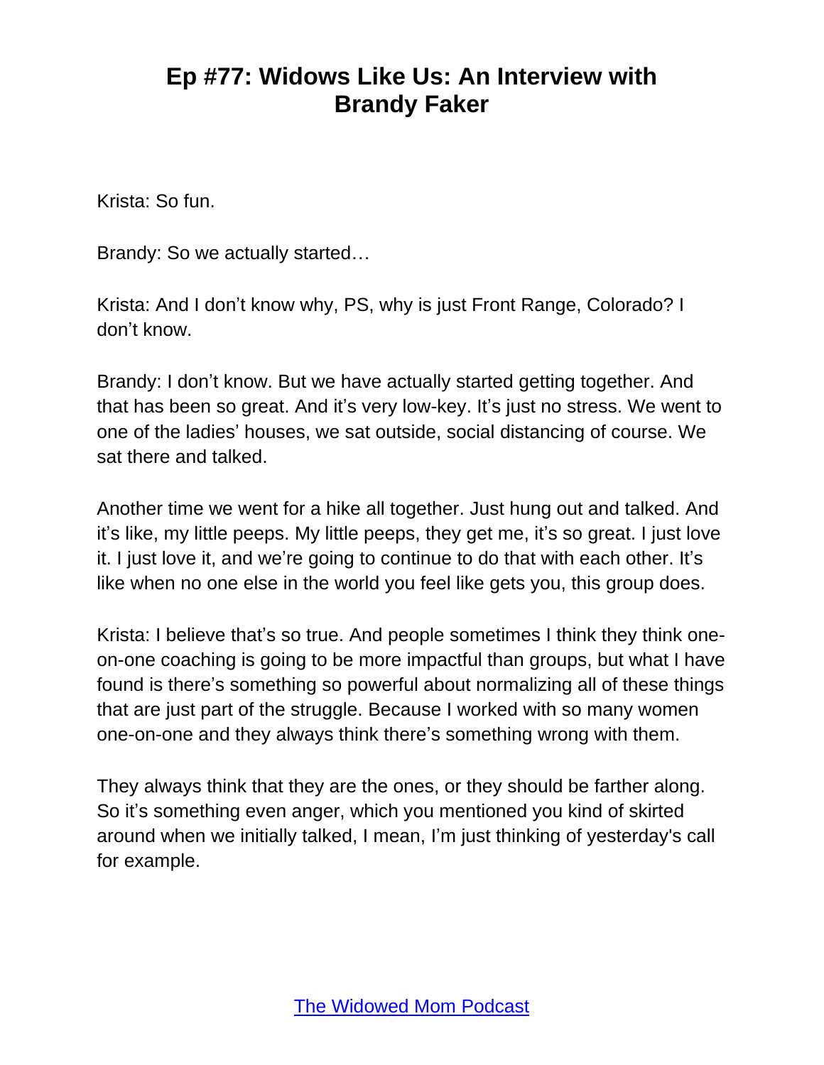Krista: So fun.

Brandy: So we actually started…

Krista: And I don't know why, PS, why is just Front Range, Colorado? I don't know.

Brandy: I don't know. But we have actually started getting together. And that has been so great. And it's very low-key. It's just no stress. We went to one of the ladies' houses, we sat outside, social distancing of course. We sat there and talked.

Another time we went for a hike all together. Just hung out and talked. And it's like, my little peeps. My little peeps, they get me, it's so great. I just love it. I just love it, and we're going to continue to do that with each other. It's like when no one else in the world you feel like gets you, this group does.

Krista: I believe that's so true. And people sometimes I think they think one-on-one coaching is going to be more impactful than groups, but what I have found is there's something so powerful about normalizing all of these things that are just part of the struggle. Because I worked with so many women one-on-one and they always think there's something wrong with them.

They always think that they are the ones, or they should be farther along. So it's something even anger, which you mentioned you kind of skirted around when we initially talked, I mean, I'm just thinking of yesterday's call for example.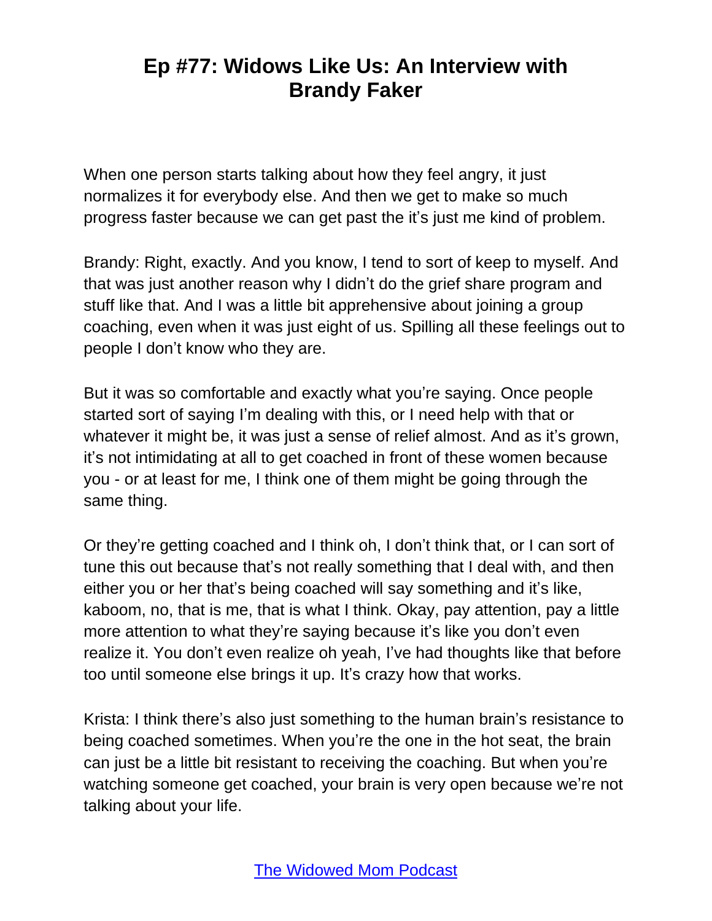When one person starts talking about how they feel angry, it just normalizes it for everybody else. And then we get to make so much progress faster because we can get past the it's just me kind of problem.

Brandy: Right, exactly. And you know, I tend to sort of keep to myself. And that was just another reason why I didn't do the grief share program and stuff like that. And I was a little bit apprehensive about joining a group coaching, even when it was just eight of us. Spilling all these feelings out to people I don't know who they are.

But it was so comfortable and exactly what you're saying. Once people started sort of saying I'm dealing with this, or I need help with that or whatever it might be, it was just a sense of relief almost. And as it's grown, it's not intimidating at all to get coached in front of these women because you - or at least for me, I think one of them might be going through the same thing.

Or they're getting coached and I think oh, I don't think that, or I can sort of tune this out because that's not really something that I deal with, and then either you or her that's being coached will say something and it's like, kaboom, no, that is me, that is what I think. Okay, pay attention, pay a little more attention to what they're saying because it's like you don't even realize it. You don't even realize oh yeah, I've had thoughts like that before too until someone else brings it up. It's crazy how that works.

Krista: I think there's also just something to the human brain's resistance to being coached sometimes. When you're the one in the hot seat, the brain can just be a little bit resistant to receiving the coaching. But when you're watching someone get coached, your brain is very open because we're not talking about your life.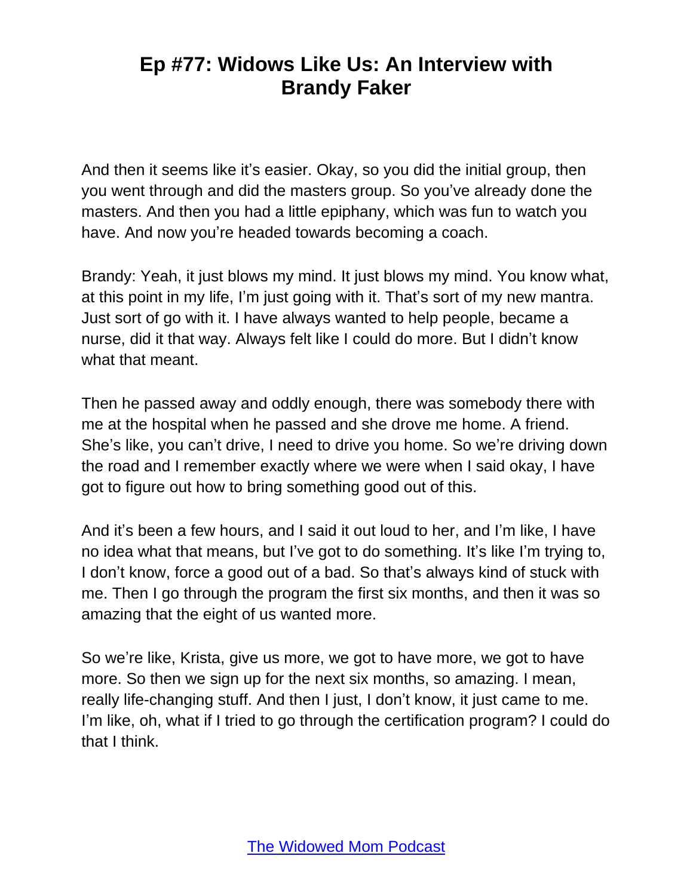And then it seems like it's easier. Okay, so you did the initial group, then you went through and did the masters group. So you've already done the masters. And then you had a little epiphany, which was fun to watch you have. And now you're headed towards becoming a coach.

Brandy: Yeah, it just blows my mind. It just blows my mind. You know what, at this point in my life, I'm just going with it. That's sort of my new mantra. Just sort of go with it. I have always wanted to help people, became a nurse, did it that way. Always felt like I could do more. But I didn't know what that meant.

Then he passed away and oddly enough, there was somebody there with me at the hospital when he passed and she drove me home. A friend. She's like, you can't drive, I need to drive you home. So we're driving down the road and I remember exactly where we were when I said okay, I have got to figure out how to bring something good out of this.

And it's been a few hours, and I said it out loud to her, and I'm like, I have no idea what that means, but I've got to do something. It's like I'm trying to, I don't know, force a good out of a bad. So that's always kind of stuck with me. Then I go through the program the first six months, and then it was so amazing that the eight of us wanted more.

So we're like, Krista, give us more, we got to have more, we got to have more. So then we sign up for the next six months, so amazing. I mean, really life-changing stuff. And then I just, I don't know, it just came to me. I'm like, oh, what if I tried to go through the certification program? I could do that I think.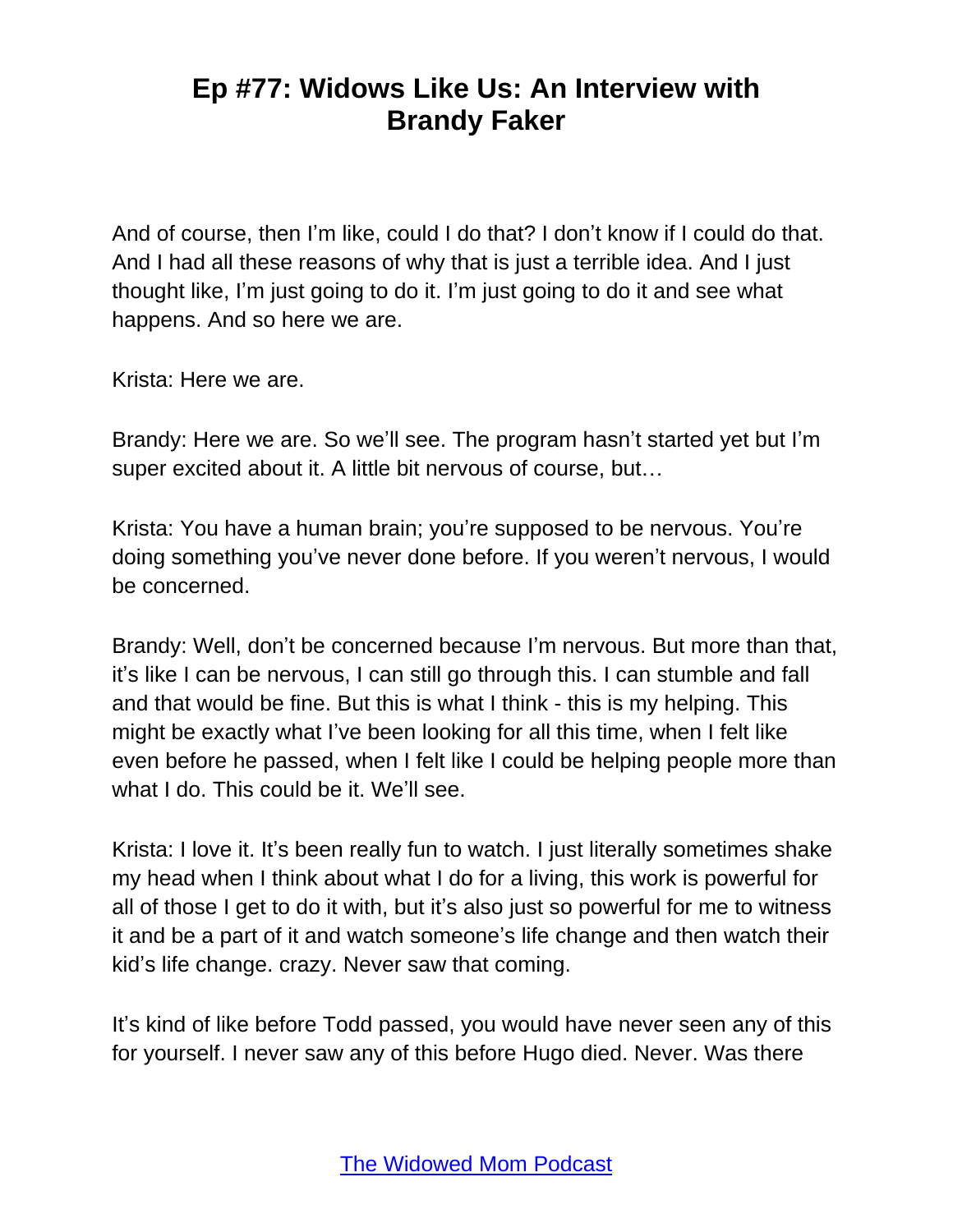And of course, then I'm like, could I do that? I don't know if I could do that. And I had all these reasons of why that is just a terrible idea. And I just thought like, I'm just going to do it. I'm just going to do it and see what happens. And so here we are.

Krista: Here we are.

Brandy: Here we are. So we'll see. The program hasn't started yet but I'm super excited about it. A little bit nervous of course, but…

Krista: You have a human brain; you're supposed to be nervous. You're doing something you've never done before. If you weren't nervous, I would be concerned.

Brandy: Well, don't be concerned because I'm nervous. But more than that, it's like I can be nervous, I can still go through this. I can stumble and fall and that would be fine. But this is what I think - this is my helping. This might be exactly what I've been looking for all this time, when I felt like even before he passed, when I felt like I could be helping people more than what I do. This could be it. We'll see.

Krista: I love it. It's been really fun to watch. I just literally sometimes shake my head when I think about what I do for a living, this work is powerful for all of those I get to do it with, but it's also just so powerful for me to witness it and be a part of it and watch someone's life change and then watch their kid's life change. crazy. Never saw that coming.

It's kind of like before Todd passed, you would have never seen any of this for yourself. I never saw any of this before Hugo died. Never. Was there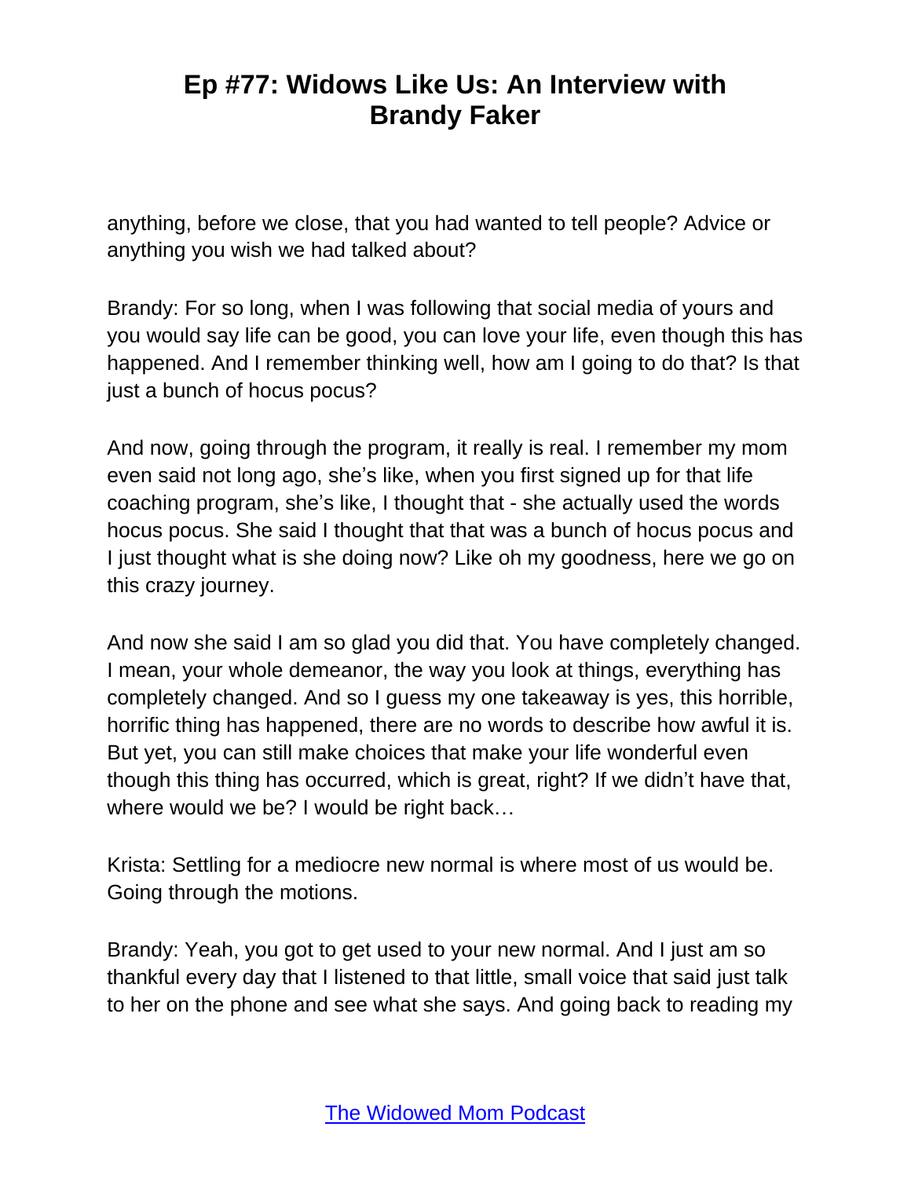anything, before we close, that you had wanted to tell people? Advice or anything you wish we had talked about?

Brandy: For so long, when I was following that social media of yours and you would say life can be good, you can love your life, even though this has happened. And I remember thinking well, how am I going to do that? Is that just a bunch of hocus pocus?

And now, going through the program, it really is real. I remember my mom even said not long ago, she's like, when you first signed up for that life coaching program, she's like, I thought that - she actually used the words hocus pocus. She said I thought that that was a bunch of hocus pocus and I just thought what is she doing now? Like oh my goodness, here we go on this crazy journey.

And now she said I am so glad you did that. You have completely changed. I mean, your whole demeanor, the way you look at things, everything has completely changed. And so I guess my one takeaway is yes, this horrible, horrific thing has happened, there are no words to describe how awful it is. But yet, you can still make choices that make your life wonderful even though this thing has occurred, which is great, right? If we didn't have that, where would we be? I would be right back…

Krista: Settling for a mediocre new normal is where most of us would be. Going through the motions.

Brandy: Yeah, you got to get used to your new normal. And I just am so thankful every day that I listened to that little, small voice that said just talk to her on the phone and see what she says. And going back to reading my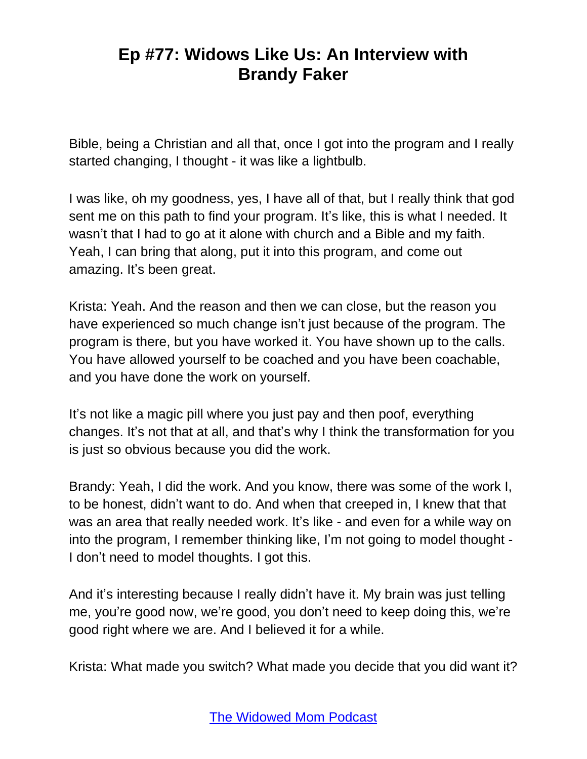Bible, being a Christian and all that, once I got into the program and I really started changing, I thought - it was like a lightbulb.

I was like, oh my goodness, yes, I have all of that, but I really think that god sent me on this path to find your program. It's like, this is what I needed. It wasn't that I had to go at it alone with church and a Bible and my faith. Yeah, I can bring that along, put it into this program, and come out amazing. It's been great.

Krista: Yeah. And the reason and then we can close, but the reason you have experienced so much change isn't just because of the program. The program is there, but you have worked it. You have shown up to the calls. You have allowed yourself to be coached and you have been coachable, and you have done the work on yourself.

It's not like a magic pill where you just pay and then poof, everything changes. It's not that at all, and that's why I think the transformation for you is just so obvious because you did the work.

Brandy: Yeah, I did the work. And you know, there was some of the work I, to be honest, didn't want to do. And when that creeped in, I knew that that was an area that really needed work. It's like - and even for a while way on into the program, I remember thinking like, I'm not going to model thought - I don't need to model thoughts. I got this.

And it's interesting because I really didn't have it. My brain was just telling me, you're good now, we're good, you don't need to keep doing this, we're good right where we are. And I believed it for a while.

Krista: What made you switch? What made you decide that you did want it?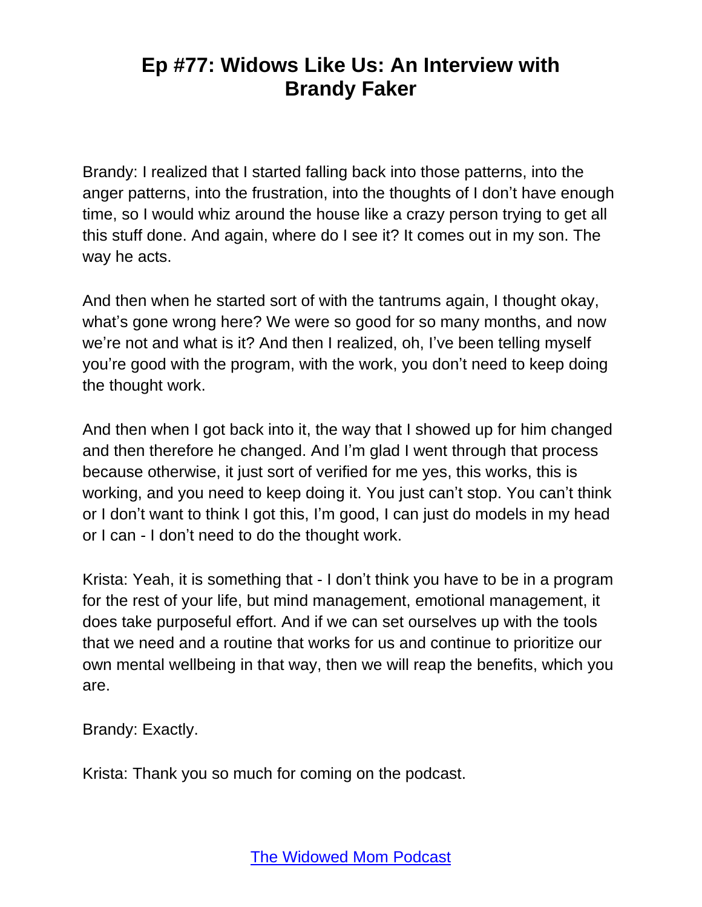Brandy: I realized that I started falling back into those patterns, into the anger patterns, into the frustration, into the thoughts of I don't have enough time, so I would whiz around the house like a crazy person trying to get all this stuff done. And again, where do I see it? It comes out in my son. The way he acts.

And then when he started sort of with the tantrums again, I thought okay, what's gone wrong here? We were so good for so many months, and now we're not and what is it? And then I realized, oh, I've been telling myself you're good with the program, with the work, you don't need to keep doing the thought work.

And then when I got back into it, the way that I showed up for him changed and then therefore he changed. And I'm glad I went through that process because otherwise, it just sort of verified for me yes, this works, this is working, and you need to keep doing it. You just can't stop. You can't think or I don't want to think I got this, I'm good, I can just do models in my head or I can - I don't need to do the thought work.

Krista: Yeah, it is something that - I don't think you have to be in a program for the rest of your life, but mind management, emotional management, it does take purposeful effort. And if we can set ourselves up with the tools that we need and a routine that works for us and continue to prioritize our own mental wellbeing in that way, then we will reap the benefits, which you are.

Brandy: Exactly.

Krista: Thank you so much for coming on the podcast.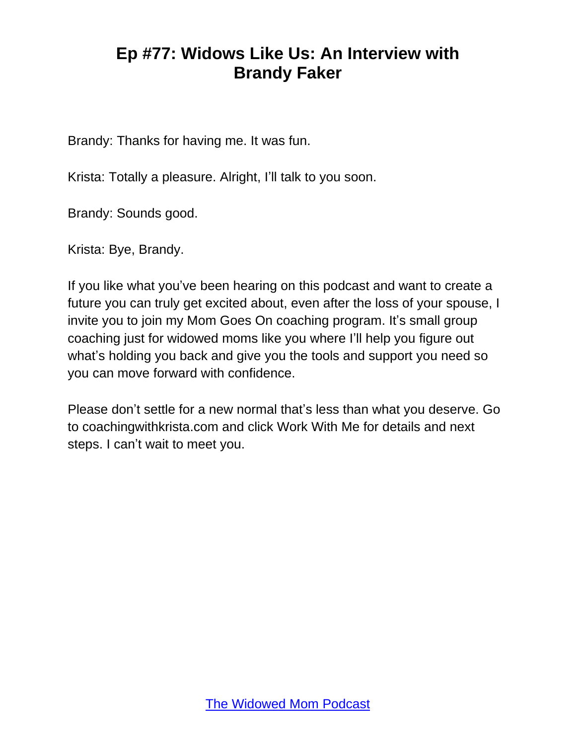Brandy: Thanks for having me. It was fun.

Krista: Totally a pleasure. Alright, I'll talk to you soon.

Brandy: Sounds good.

Krista: Bye, Brandy.

If you like what you've been hearing on this podcast and want to create a future you can truly get excited about, even after the loss of your spouse, I invite you to join my Mom Goes On coaching program. It's small group coaching just for widowed moms like you where I'll help you figure out what's holding you back and give you the tools and support you need so you can move forward with confidence.

Please don't settle for a new normal that's less than what you deserve. Go to coachingwithkrista.com and click Work With Me for details and next steps. I can't wait to meet you.